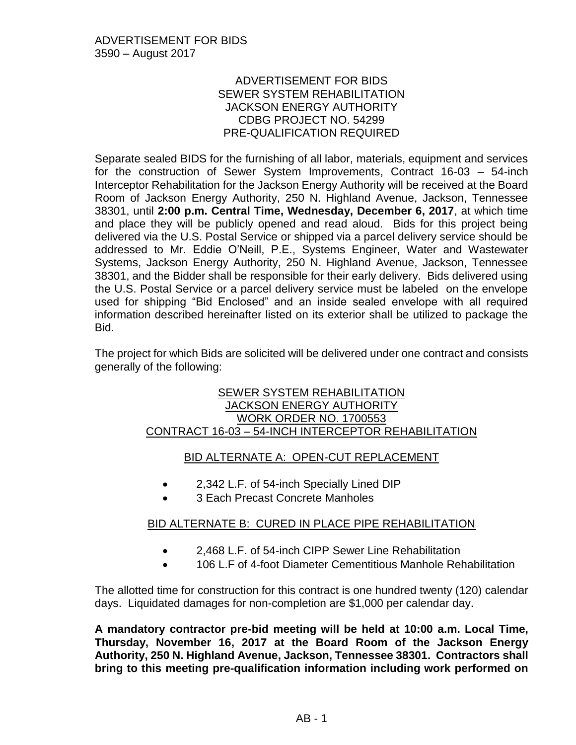ADVERTISEMENT FOR BIDS
3590 – August 2017

# ADVERTISEMENT FOR BIDS
# SEWER SYSTEM REHABILITATION
# JACKSON ENERGY AUTHORITY
# CDBG PROJECT NO. 54299
# PRE-QUALIFICATION REQUIRED

Separate sealed BIDS for the furnishing of all labor, materials, equipment and services for the construction of Sewer System Improvements, Contract 16-03 – 54-inch Interceptor Rehabilitation for the Jackson Energy Authority will be received at the Board Room of Jackson Energy Authority, 250 N. Highland Avenue, Jackson, Tennessee 38301, until **2:00 p.m. Central Time, Wednesday, December 6, 2017**, at which time and place they will be publicly opened and read aloud. Bids for this project being delivered via the U.S. Postal Service or shipped via a parcel delivery service should be addressed to Mr. Eddie O'Neill, P.E., Systems Engineer, Water and Wastewater Systems, Jackson Energy Authority, 250 N. Highland Avenue, Jackson, Tennessee 38301, and the Bidder shall be responsible for their early delivery. Bids delivered using the U.S. Postal Service or a parcel delivery service must be labeled on the envelope used for shipping "Bid Enclosed" and an inside sealed envelope with all required information described hereinafter listed on its exterior shall be utilized to package the Bid.

The project for which Bids are solicited will be delivered under one contract and consists generally of the following:

## SEWER SYSTEM REHABILITATION
## JACKSON ENERGY AUTHORITY
## WORK ORDER NO. 1700553
## CONTRACT 16-03 – 54-INCH INTERCEPTOR REHABILITATION

### BID ALTERNATE A: OPEN-CUT REPLACEMENT

- 2,342 L.F. of 54-inch Specially Lined DIP
- 3 Each Precast Concrete Manholes

### BID ALTERNATE B: CURED IN PLACE PIPE REHABILITATION

- 2,468 L.F. of 54-inch CIPP Sewer Line Rehabilitation
- 106 L.F of 4-foot Diameter Cementitious Manhole Rehabilitation

The allotted time for construction for this contract is one hundred twenty (120) calendar days. Liquidated damages for non-completion are $1,000 per calendar day.

**A mandatory contractor pre-bid meeting will be held at 10:00 a.m. Local Time, Thursday, November 16, 2017 at the Board Room of the Jackson Energy Authority, 250 N. Highland Avenue, Jackson, Tennessee 38301. Contractors shall bring to this meeting pre-qualification information including work performed on**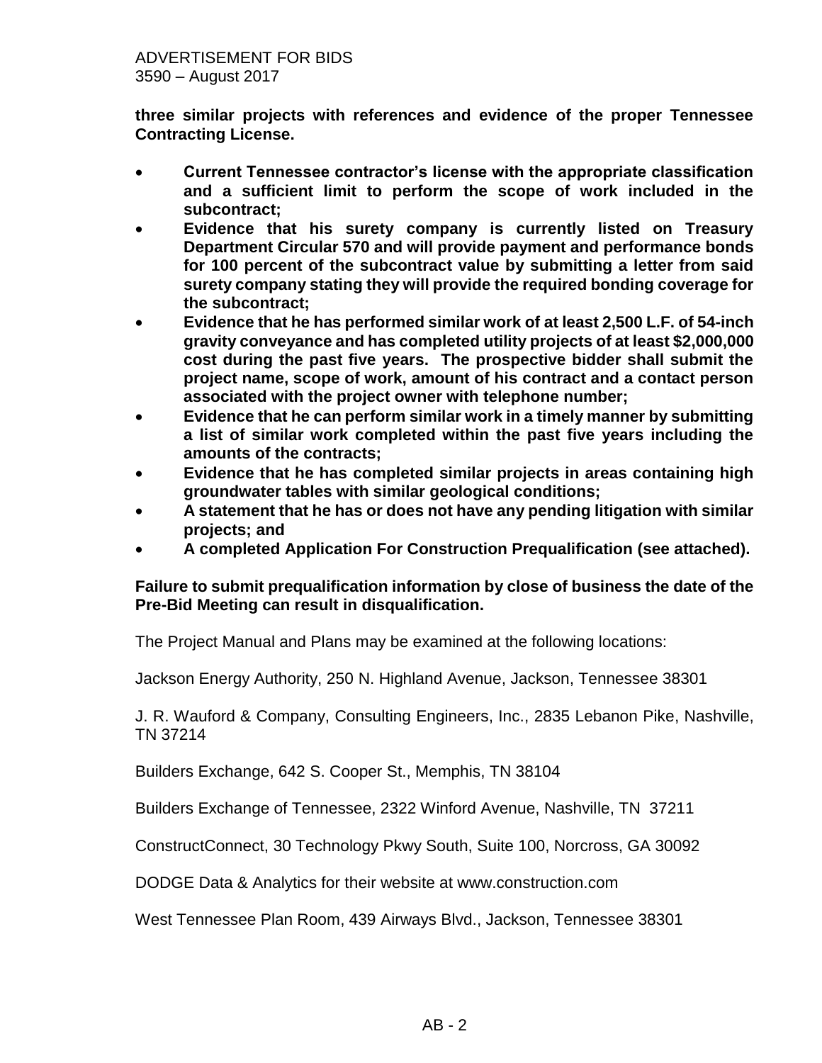**three similar projects with references and evidence of the proper Tennessee Contracting License.**

- **Current Tennessee contractor's license with the appropriate classification and a sufficient limit to perform the scope of work included in the subcontract;**
- **Evidence that his surety company is currently listed on Treasury Department Circular 570 and will provide payment and performance bonds for 100 percent of the subcontract value by submitting a letter from said surety company stating they will provide the required bonding coverage for the subcontract;**
- **Evidence that he has performed similar work of at least 2,500 L.F. of 54-inch gravity conveyance and has completed utility projects of at least $2,000,000 cost during the past five years. The prospective bidder shall submit the project name, scope of work, amount of his contract and a contact person associated with the project owner with telephone number;**
- **Evidence that he can perform similar work in a timely manner by submitting a list of similar work completed within the past five years including the amounts of the contracts;**
- **Evidence that he has completed similar projects in areas containing high groundwater tables with similar geological conditions;**
- **A statement that he has or does not have any pending litigation with similar projects; and**
- **A completed Application For Construction Prequalification (see attached).**

**Failure to submit prequalification information by close of business the date of the Pre-Bid Meeting can result in disqualification.**

The Project Manual and Plans may be examined at the following locations:

Jackson Energy Authority, 250 N. Highland Avenue, Jackson, Tennessee 38301

J. R. Wauford & Company, Consulting Engineers, Inc., 2835 Lebanon Pike, Nashville, TN 37214

Builders Exchange, 642 S. Cooper St., Memphis, TN 38104

Builders Exchange of Tennessee, 2322 Winford Avenue, Nashville, TN 37211

ConstructConnect, 30 Technology Pkwy South, Suite 100, Norcross, GA 30092

DODGE Data & Analytics for their website at www.construction.com

West Tennessee Plan Room, 439 Airways Blvd., Jackson, Tennessee 38301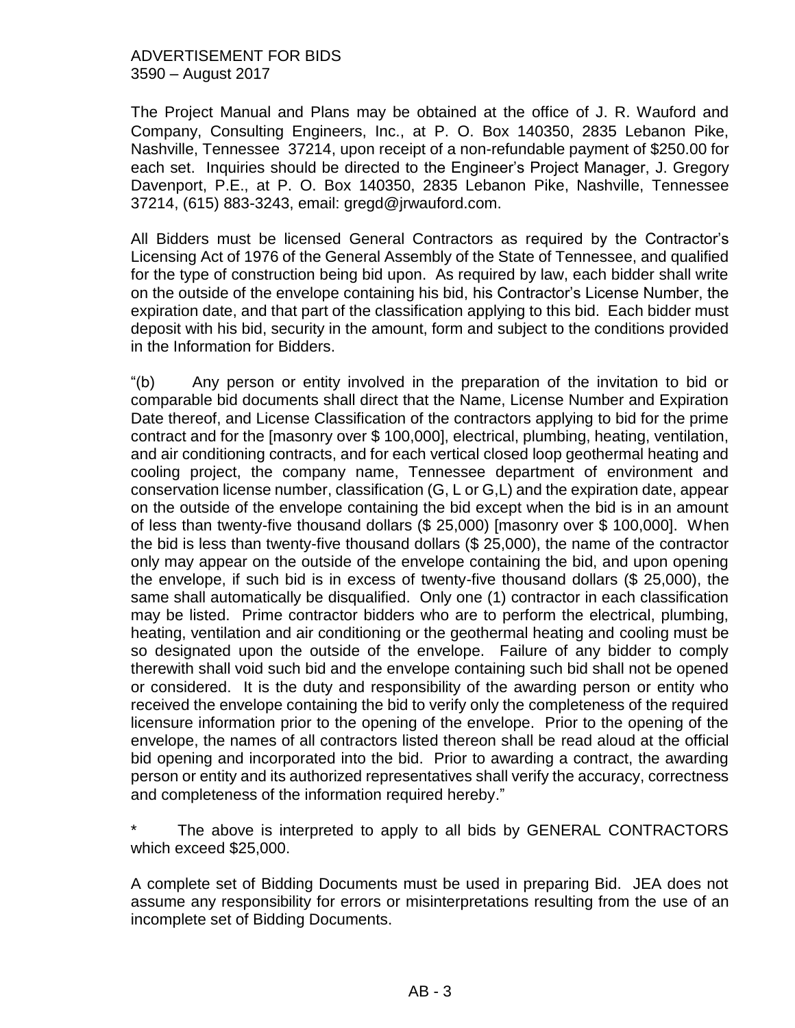ADVERTISEMENT FOR BIDS
3590 – August 2017

The Project Manual and Plans may be obtained at the office of J. R. Wauford and Company, Consulting Engineers, Inc., at P. O. Box 140350, 2835 Lebanon Pike, Nashville, Tennessee 37214, upon receipt of a non-refundable payment of $250.00 for each set. Inquiries should be directed to the Engineer's Project Manager, J. Gregory Davenport, P.E., at P. O. Box 140350, 2835 Lebanon Pike, Nashville, Tennessee 37214, (615) 883-3243, email: gregd@jrwauford.com.

All Bidders must be licensed General Contractors as required by the Contractor's Licensing Act of 1976 of the General Assembly of the State of Tennessee, and qualified for the type of construction being bid upon. As required by law, each bidder shall write on the outside of the envelope containing his bid, his Contractor's License Number, the expiration date, and that part of the classification applying to this bid. Each bidder must deposit with his bid, security in the amount, form and subject to the conditions provided in the Information for Bidders.

"(b) Any person or entity involved in the preparation of the invitation to bid or comparable bid documents shall direct that the Name, License Number and Expiration Date thereof, and License Classification of the contractors applying to bid for the prime contract and for the [masonry over $ 100,000], electrical, plumbing, heating, ventilation, and air conditioning contracts, and for each vertical closed loop geothermal heating and cooling project, the company name, Tennessee department of environment and conservation license number, classification (G, L or G,L) and the expiration date, appear on the outside of the envelope containing the bid except when the bid is in an amount of less than twenty-five thousand dollars ($ 25,000) [masonry over $ 100,000]. When the bid is less than twenty-five thousand dollars ($ 25,000), the name of the contractor only may appear on the outside of the envelope containing the bid, and upon opening the envelope, if such bid is in excess of twenty-five thousand dollars ($ 25,000), the same shall automatically be disqualified. Only one (1) contractor in each classification may be listed. Prime contractor bidders who are to perform the electrical, plumbing, heating, ventilation and air conditioning or the geothermal heating and cooling must be so designated upon the outside of the envelope. Failure of any bidder to comply therewith shall void such bid and the envelope containing such bid shall not be opened or considered. It is the duty and responsibility of the awarding person or entity who received the envelope containing the bid to verify only the completeness of the required licensure information prior to the opening of the envelope. Prior to the opening of the envelope, the names of all contractors listed thereon shall be read aloud at the official bid opening and incorporated into the bid. Prior to awarding a contract, the awarding person or entity and its authorized representatives shall verify the accuracy, correctness and completeness of the information required hereby."

\* The above is interpreted to apply to all bids by GENERAL CONTRACTORS which exceed $25,000.

A complete set of Bidding Documents must be used in preparing Bid. JEA does not assume any responsibility for errors or misinterpretations resulting from the use of an incomplete set of Bidding Documents.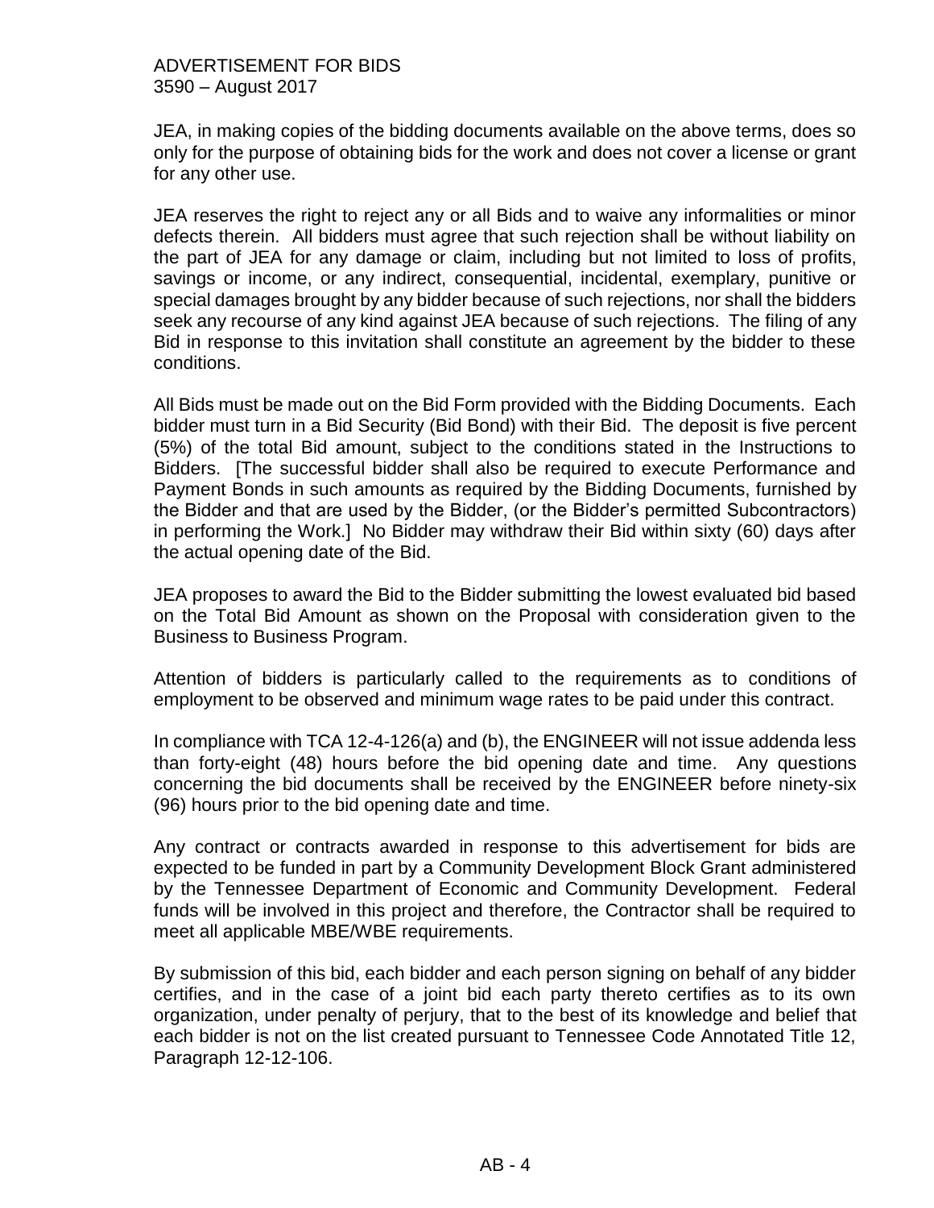JEA, in making copies of the bidding documents available on the above terms, does so only for the purpose of obtaining bids for the work and does not cover a license or grant for any other use.

JEA reserves the right to reject any or all Bids and to waive any informalities or minor defects therein. All bidders must agree that such rejection shall be without liability on the part of JEA for any damage or claim, including but not limited to loss of profits, savings or income, or any indirect, consequential, incidental, exemplary, punitive or special damages brought by any bidder because of such rejections, nor shall the bidders seek any recourse of any kind against JEA because of such rejections. The filing of any Bid in response to this invitation shall constitute an agreement by the bidder to these conditions.

All Bids must be made out on the Bid Form provided with the Bidding Documents. Each bidder must turn in a Bid Security (Bid Bond) with their Bid. The deposit is five percent (5%) of the total Bid amount, subject to the conditions stated in the Instructions to Bidders. [The successful bidder shall also be required to execute Performance and Payment Bonds in such amounts as required by the Bidding Documents, furnished by the Bidder and that are used by the Bidder, (or the Bidder's permitted Subcontractors) in performing the Work.] No Bidder may withdraw their Bid within sixty (60) days after the actual opening date of the Bid.

JEA proposes to award the Bid to the Bidder submitting the lowest evaluated bid based on the Total Bid Amount as shown on the Proposal with consideration given to the Business to Business Program.

Attention of bidders is particularly called to the requirements as to conditions of employment to be observed and minimum wage rates to be paid under this contract.

In compliance with TCA 12-4-126(a) and (b), the ENGINEER will not issue addenda less than forty-eight (48) hours before the bid opening date and time. Any questions concerning the bid documents shall be received by the ENGINEER before ninety-six (96) hours prior to the bid opening date and time.

Any contract or contracts awarded in response to this advertisement for bids are expected to be funded in part by a Community Development Block Grant administered by the Tennessee Department of Economic and Community Development. Federal funds will be involved in this project and therefore, the Contractor shall be required to meet all applicable MBE/WBE requirements.

By submission of this bid, each bidder and each person signing on behalf of any bidder certifies, and in the case of a joint bid each party thereto certifies as to its own organization, under penalty of perjury, that to the best of its knowledge and belief that each bidder is not on the list created pursuant to Tennessee Code Annotated Title 12, Paragraph 12-12-106.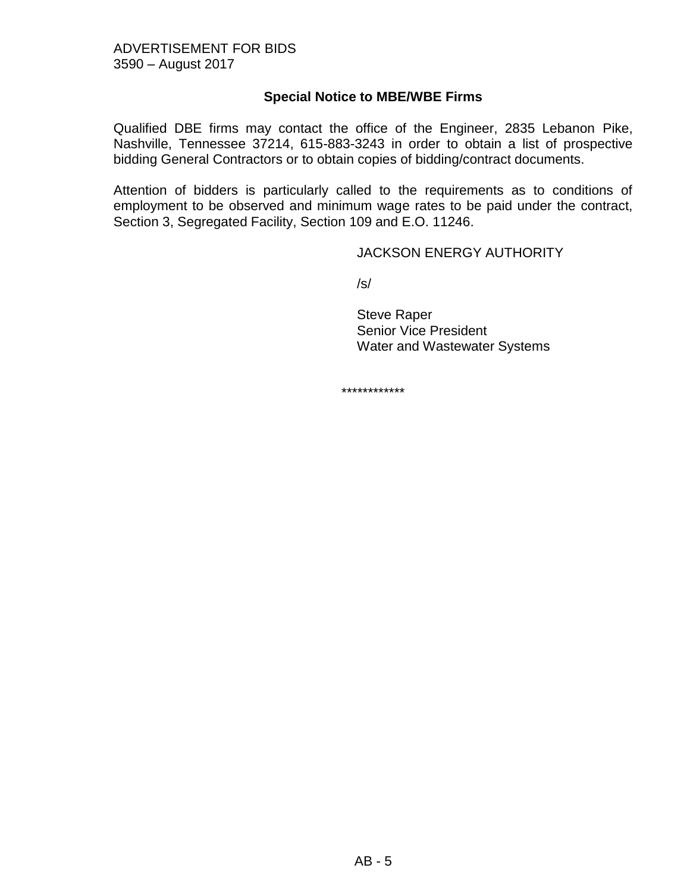### Special Notice to MBE/WBE Firms

Qualified DBE firms may contact the office of the Engineer, 2835 Lebanon Pike, Nashville, Tennessee 37214, 615-883-3243 in order to obtain a list of prospective bidding General Contractors or to obtain copies of bidding/contract documents.

Attention of bidders is particularly called to the requirements as to conditions of employment to be observed and minimum wage rates to be paid under the contract, Section 3, Segregated Facility, Section 109 and E.O. 11246.

JACKSON ENERGY AUTHORITY

/s/

Steve Raper
Senior Vice President
Water and Wastewater Systems

************